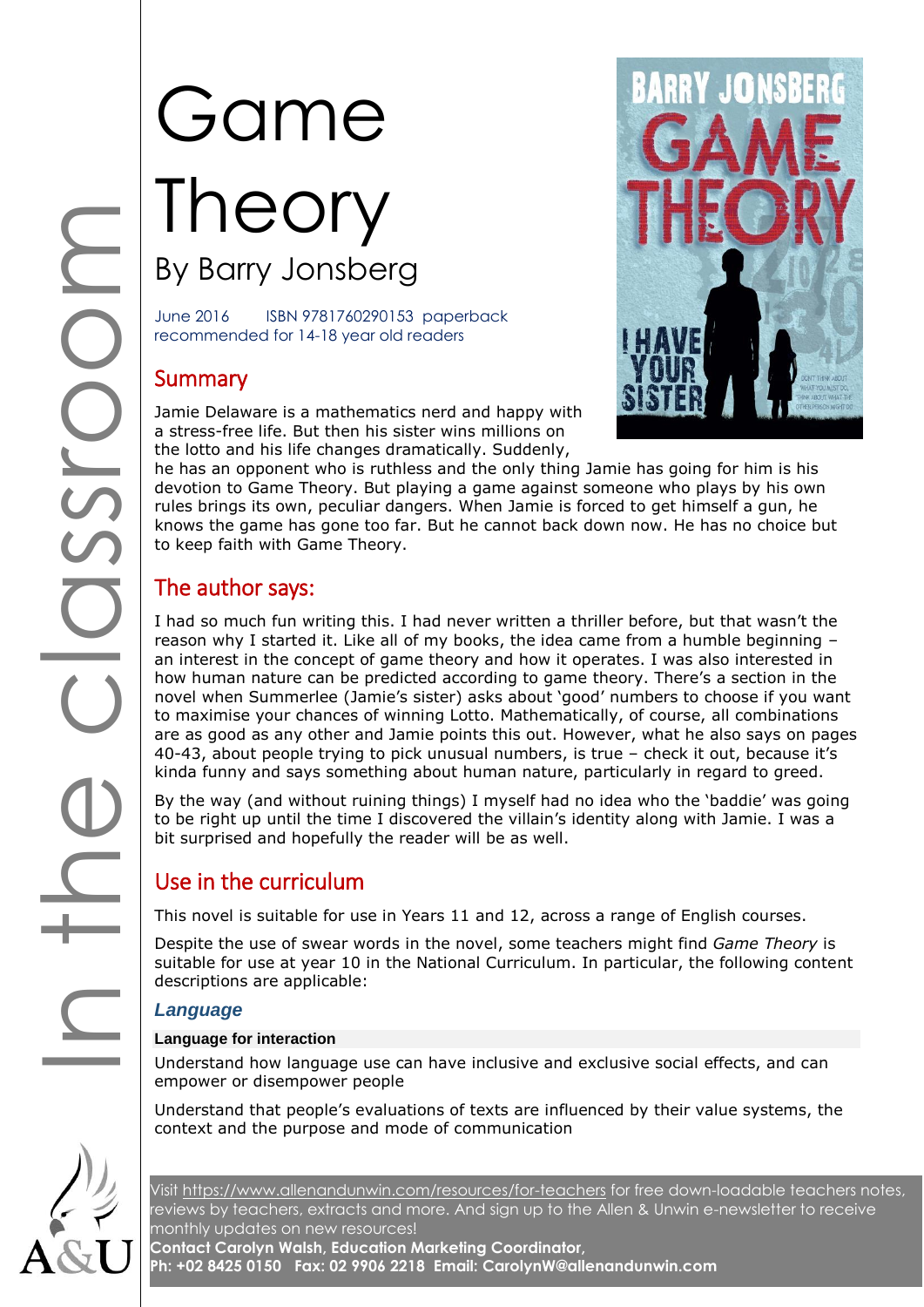# Game Theory

## By Barry Jonsberg

June 2016 ISBN 9781760290153 paperback
recommended for 14-18 year old readers

## Summary

Jamie Delaware is a mathematics nerd and happy with a stress-free life. But then his sister wins millions on the lotto and his life changes dramatically. Suddenly, he has an opponent who is ruthless and the only thing Jamie has going for him is his devotion to Game Theory. But playing a game against someone who plays by his own rules brings its own, peculiar dangers. When Jamie is forced to get himself a gun, he knows the game has gone too far. But he cannot back down now. He has no choice but to keep faith with Game Theory.

## The author says:

I had so much fun writing this. I had never written a thriller before, but that wasn't the reason why I started it. Like all of my books, the idea came from a humble beginning – an interest in the concept of game theory and how it operates. I was also interested in how human nature can be predicted according to game theory. There's a section in the novel when Summerlee (Jamie's sister) asks about 'good' numbers to choose if you want to maximise your chances of winning Lotto. Mathematically, of course, all combinations are as good as any other and Jamie points this out. However, what he also says on pages 40-43, about people trying to pick unusual numbers, is true – check it out, because it's kinda funny and says something about human nature, particularly in regard to greed.

By the way (and without ruining things) I myself had no idea who the 'baddie' was going to be right up until the time I discovered the villain's identity along with Jamie. I was a bit surprised and hopefully the reader will be as well.

## Use in the curriculum

This novel is suitable for use in Years 11 and 12, across a range of English courses.

Despite the use of swear words in the novel, some teachers might find *Game Theory* is suitable for use at year 10 in the National Curriculum. In particular, the following content descriptions are applicable:

### *Language*

**Language for interaction**

Understand how language use can have inclusive and exclusive social effects, and can empower or disempower people

Understand that people's evaluations of texts are influenced by their value systems, the context and the purpose and mode of communication

Visit https://www.allenandunwin.com/resources/for-teachers for free down-loadable teachers notes, reviews by teachers, extracts and more. And sign up to the Allen & Unwin e-newsletter to receive monthly updates on new resources!
**Contact Carolyn Walsh, Education Marketing Coordinator,**
**Ph: +02 8425 0150 Fax: 02 9906 2218 Email: CarolynW@allenandunwin.com**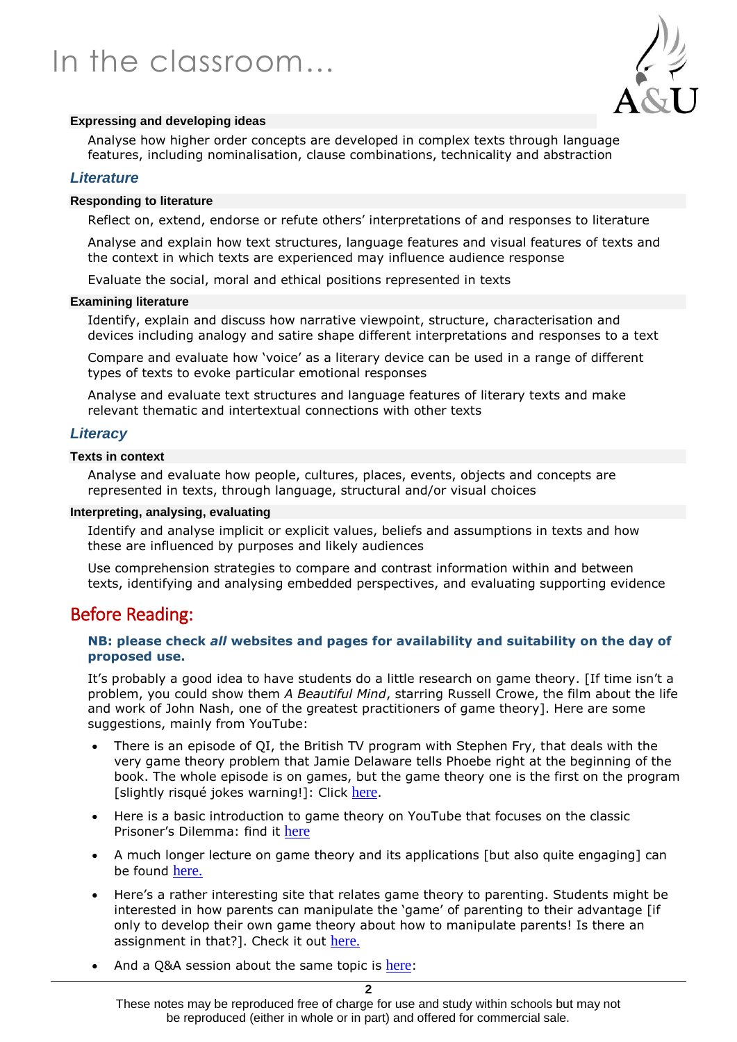# In the classroom...

#### Expressing and developing ideas

Analyse how higher order concepts are developed in complex texts through language features, including nominalisation, clause combinations, technicality and abstraction

### *Literature*

#### Responding to literature

Reflect on, extend, endorse or refute others' interpretations of and responses to literature

Analyse and explain how text structures, language features and visual features of texts and the context in which texts are experienced may influence audience response

Evaluate the social, moral and ethical positions represented in texts

#### Examining literature

Identify, explain and discuss how narrative viewpoint, structure, characterisation and devices including analogy and satire shape different interpretations and responses to a text

Compare and evaluate how 'voice' as a literary device can be used in a range of different types of texts to evoke particular emotional responses

Analyse and evaluate text structures and language features of literary texts and make relevant thematic and intertextual connections with other texts

### *Literacy*

#### Texts in context

Analyse and evaluate how people, cultures, places, events, objects and concepts are represented in texts, through language, structural and/or visual choices

#### Interpreting, analysing, evaluating

Identify and analyse implicit or explicit values, beliefs and assumptions in texts and how these are influenced by purposes and likely audiences

Use comprehension strategies to compare and contrast information within and between texts, identifying and analysing embedded perspectives, and evaluating supporting evidence

## Before Reading:

**NB: please check *all* websites and pages for availability and suitability on the day of proposed use.**

It's probably a good idea to have students do a little research on game theory. [If time isn't a problem, you could show them *A Beautiful Mind*, starring Russell Crowe, the film about the life and work of John Nash, one of the greatest practitioners of game theory]. Here are some suggestions, mainly from YouTube:

- There is an episode of QI, the British TV program with Stephen Fry, that deals with the very game theory problem that Jamie Delaware tells Phoebe right at the beginning of the book. The whole episode is on games, but the game theory one is the first on the program [slightly risqué jokes warning!]: Click here.
- Here is a basic introduction to game theory on YouTube that focuses on the classic Prisoner's Dilemma: find it here
- A much longer lecture on game theory and its applications [but also quite engaging] can be found here.
- Here's a rather interesting site that relates game theory to parenting. Students might be interested in how parents can manipulate the 'game' of parenting to their advantage [if only to develop their own game theory about how to manipulate parents! Is there an assignment in that?]. Check it out here.
- And a Q&A session about the same topic is here:

These notes may be reproduced free of charge for use and study within schools but may not be reproduced (either in whole or in part) and offered for commercial sale.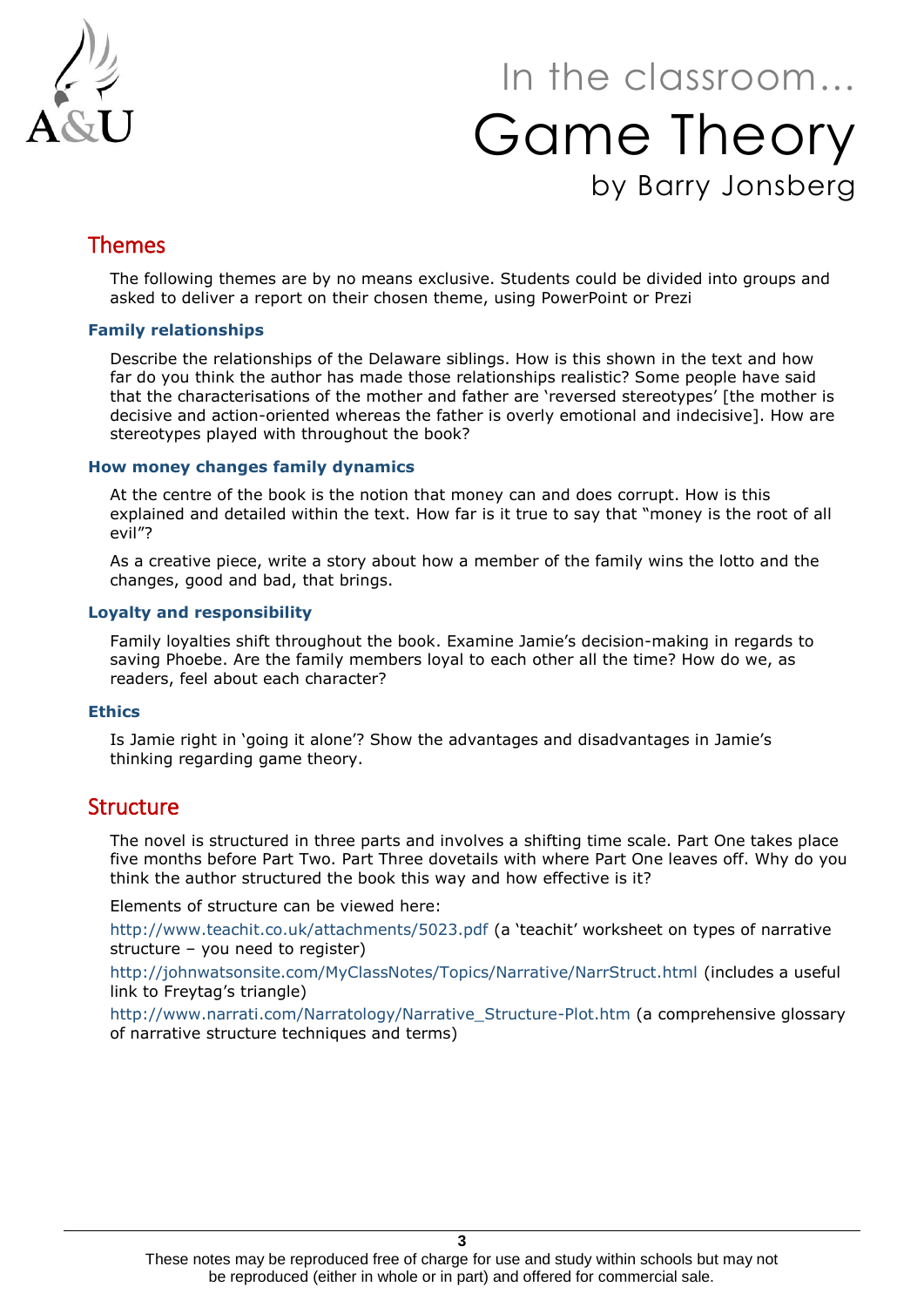## Themes

The following themes are by no means exclusive. Students could be divided into groups and asked to deliver a report on their chosen theme, using PowerPoint or Prezi

### Family relationships

Describe the relationships of the Delaware siblings. How is this shown in the text and how far do you think the author has made those relationships realistic? Some people have said that the characterisations of the mother and father are 'reversed stereotypes' [the mother is decisive and action-oriented whereas the father is overly emotional and indecisive]. How are stereotypes played with throughout the book?

### How money changes family dynamics

At the centre of the book is the notion that money can and does corrupt. How is this explained and detailed within the text. How far is it true to say that "money is the root of all evil"?

As a creative piece, write a story about how a member of the family wins the lotto and the changes, good and bad, that brings.

### Loyalty and responsibility

Family loyalties shift throughout the book. Examine Jamie's decision-making in regards to saving Phoebe. Are the family members loyal to each other all the time? How do we, as readers, feel about each character?

### Ethics

Is Jamie right in 'going it alone'? Show the advantages and disadvantages in Jamie's thinking regarding game theory.

## Structure

The novel is structured in three parts and involves a shifting time scale. Part One takes place five months before Part Two. Part Three dovetails with where Part One leaves off. Why do you think the author structured the book this way and how effective is it?

Elements of structure can be viewed here:

http://www.teachit.co.uk/attachments/5023.pdf (a 'teachit' worksheet on types of narrative structure – you need to register)

http://johnwatsonsite.com/MyClassNotes/Topics/Narrative/NarrStruct.html (includes a useful link to Freytag's triangle)

http://www.narrati.com/Narratology/Narrative_Structure-Plot.htm (a comprehensive glossary of narrative structure techniques and terms)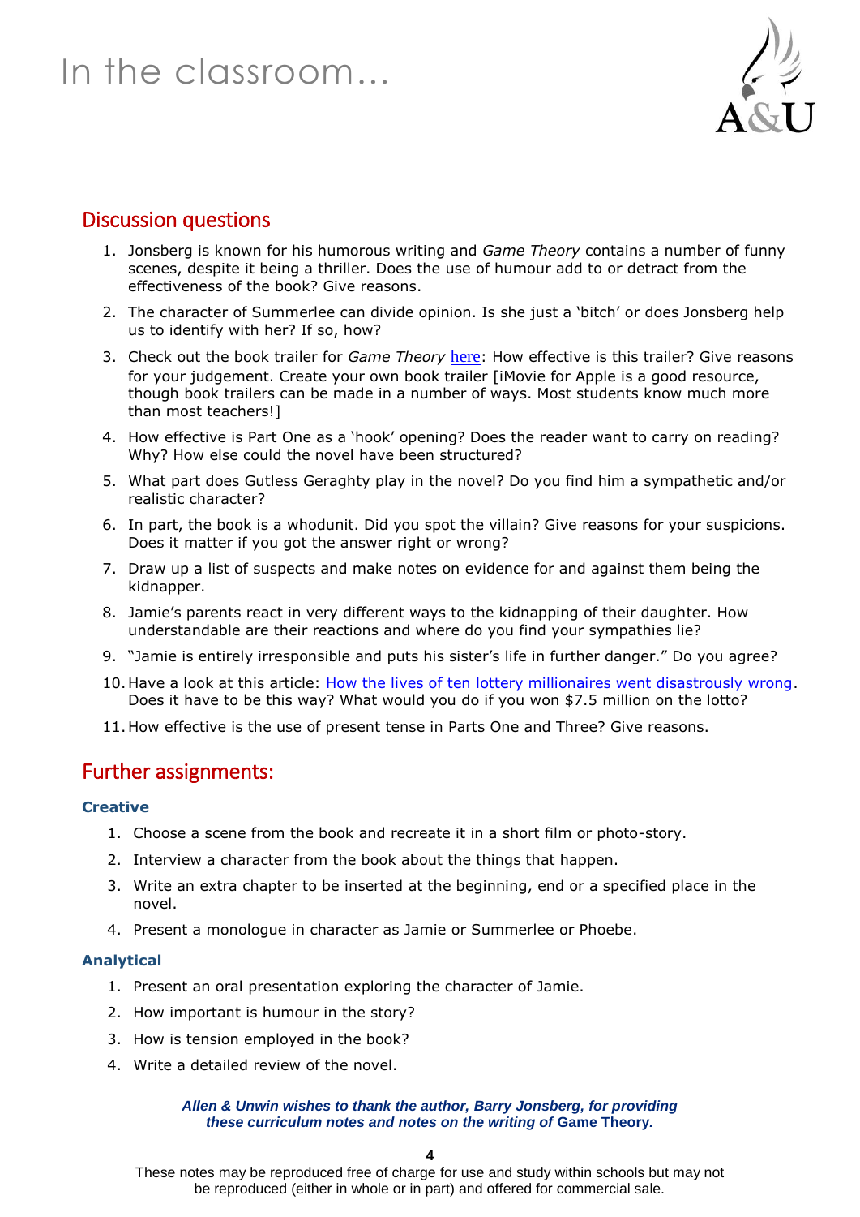# In the classroom...

## Discussion questions

1. Jonsberg is known for his humorous writing and *Game Theory* contains a number of funny scenes, despite it being a thriller. Does the use of humour add to or detract from the effectiveness of the book? Give reasons.
2. The character of Summerlee can divide opinion. Is she just a 'bitch' or does Jonsberg help us to identify with her? If so, how?
3. Check out the book trailer for *Game Theory* here: How effective is this trailer? Give reasons for your judgement. Create your own book trailer [iMovie for Apple is a good resource, though book trailers can be made in a number of ways. Most students know much more than most teachers!]
4. How effective is Part One as a 'hook' opening? Does the reader want to carry on reading? Why? How else could the novel have been structured?
5. What part does Gutless Geraghty play in the novel? Do you find him a sympathetic and/or realistic character?
6. In part, the book is a whodunit. Did you spot the villain? Give reasons for your suspicions. Does it matter if you got the answer right or wrong?
7. Draw up a list of suspects and make notes on evidence for and against them being the kidnapper.
8. Jamie's parents react in very different ways to the kidnapping of their daughter. How understandable are their reactions and where do you find your sympathies lie?
9. "Jamie is entirely irresponsible and puts his sister's life in further danger." Do you agree?
10. Have a look at this article: How the lives of ten lottery millionaires went disastrously wrong. Does it have to be this way? What would you do if you won $7.5 million on the lotto?
11. How effective is the use of present tense in Parts One and Three? Give reasons.

## Further assignments:

### Creative

1. Choose a scene from the book and recreate it in a short film or photo-story.
2. Interview a character from the book about the things that happen.
3. Write an extra chapter to be inserted at the beginning, end or a specified place in the novel.
4. Present a monologue in character as Jamie or Summerlee or Phoebe.

### Analytical

1. Present an oral presentation exploring the character of Jamie.
2. How important is humour in the story?
3. How is tension employed in the book?
4. Write a detailed review of the novel.

***Allen & Unwin wishes to thank the author, Barry Jonsberg, for providing these curriculum notes and notes on the writing of* Game Theory.**

These notes may be reproduced free of charge for use and study within schools but may not be reproduced (either in whole or in part) and offered for commercial sale.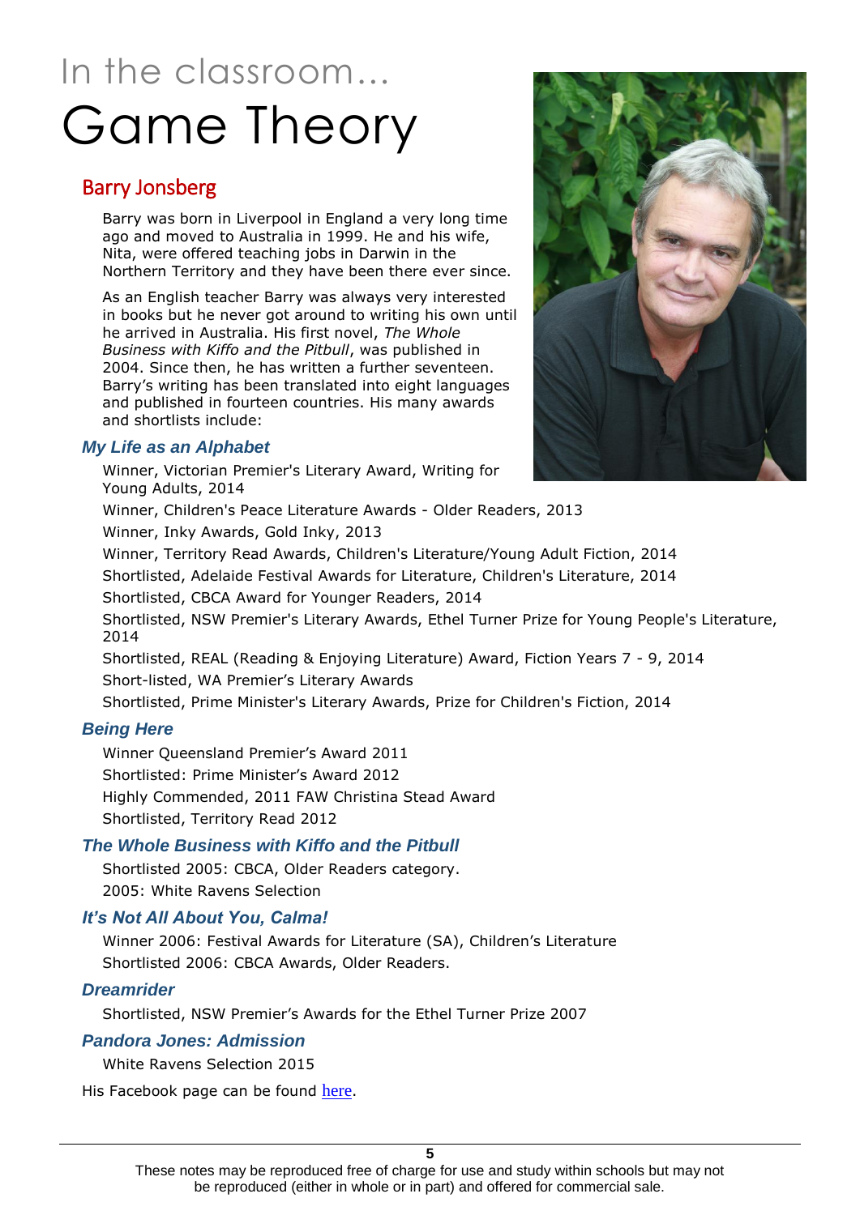# In the classroom…

# Game Theory

## Barry Jonsberg

Barry was born in Liverpool in England a very long time ago and moved to Australia in 1999. He and his wife, Nita, were offered teaching jobs in Darwin in the Northern Territory and they have been there ever since.

As an English teacher Barry was always very interested in books but he never got around to writing his own until he arrived in Australia. His first novel, *The Whole Business with Kiffo and the Pitbull*, was published in 2004. Since then, he has written a further seventeen. Barry's writing has been translated into eight languages and published in fourteen countries. His many awards and shortlists include:

### *My Life as an Alphabet*

Winner, Victorian Premier's Literary Award, Writing for Young Adults, 2014

Winner, Children's Peace Literature Awards - Older Readers, 2013

Winner, Inky Awards, Gold Inky, 2013

Winner, Territory Read Awards, Children's Literature/Young Adult Fiction, 2014

Shortlisted, Adelaide Festival Awards for Literature, Children's Literature, 2014

Shortlisted, CBCA Award for Younger Readers, 2014

Shortlisted, NSW Premier's Literary Awards, Ethel Turner Prize for Young People's Literature, 2014

Shortlisted, REAL (Reading & Enjoying Literature) Award, Fiction Years 7 - 9, 2014

Short-listed, WA Premier's Literary Awards

Shortlisted, Prime Minister's Literary Awards, Prize for Children's Fiction, 2014

### *Being Here*

Winner Queensland Premier's Award 2011

Shortlisted: Prime Minister's Award 2012

Highly Commended, 2011 FAW Christina Stead Award

Shortlisted, Territory Read 2012

### *The Whole Business with Kiffo and the Pitbull*

Shortlisted 2005: CBCA, Older Readers category.

2005: White Ravens Selection

### *It's Not All About You, Calma!*

Winner 2006: Festival Awards for Literature (SA), Children's Literature

Shortlisted 2006: CBCA Awards, Older Readers.

### *Dreamrider*

Shortlisted, NSW Premier's Awards for the Ethel Turner Prize 2007

### *Pandora Jones: Admission*

White Ravens Selection 2015

His Facebook page can be found here.

These notes may be reproduced free of charge for use and study within schools but may not be reproduced (either in whole or in part) and offered for commercial sale.